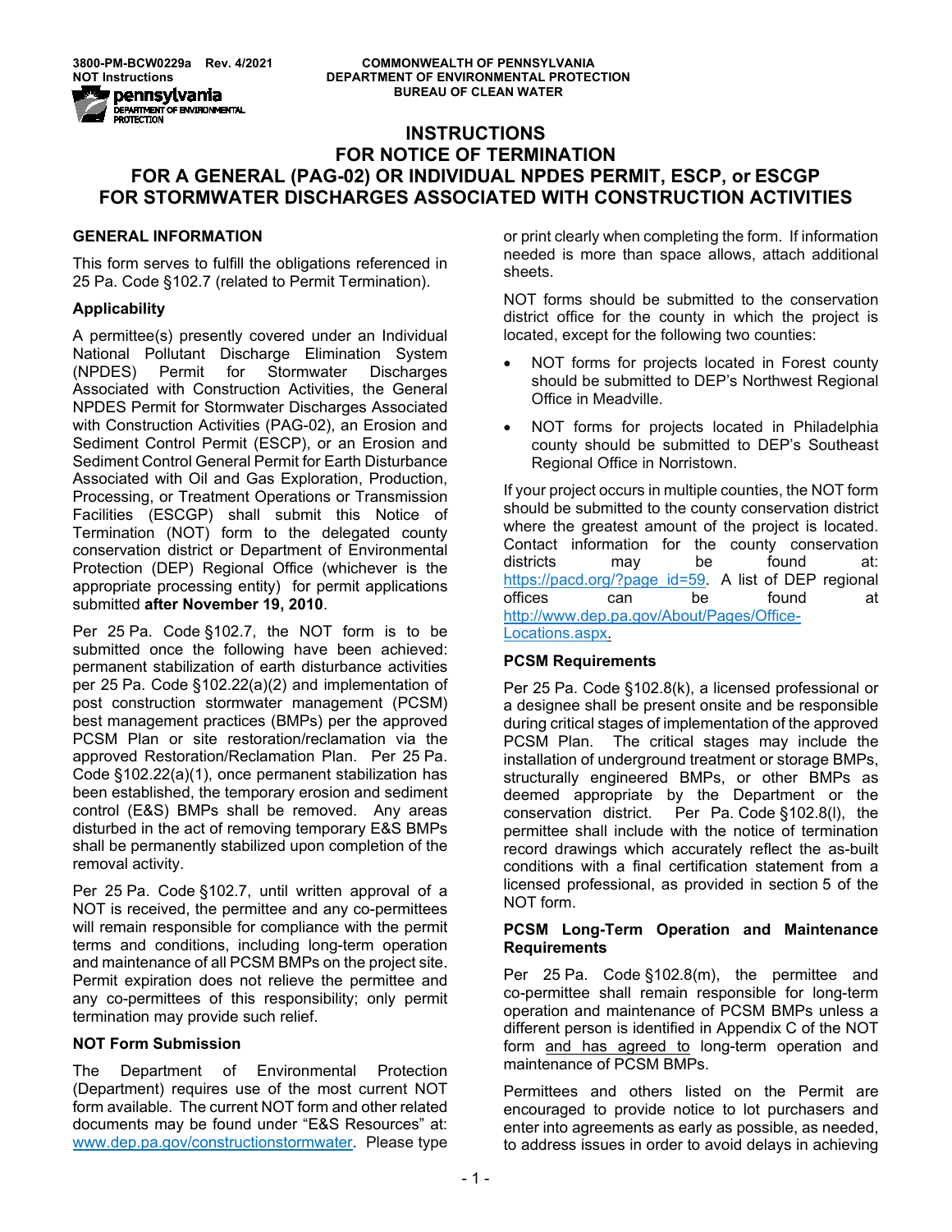3800-PM-BCW0229a Rev. 4/2021
NOT Instructions

COMMONWEALTH OF PENNSYLVANIA
DEPARTMENT OF ENVIRONMENTAL PROTECTION
BUREAU OF CLEAN WATER

# INSTRUCTIONS FOR NOTICE OF TERMINATION FOR A GENERAL (PAG-02) OR INDIVIDUAL NPDES PERMIT, ESCP, or ESCGP FOR STORMWATER DISCHARGES ASSOCIATED WITH CONSTRUCTION ACTIVITIES

## GENERAL INFORMATION

This form serves to fulfill the obligations referenced in 25 Pa. Code §102.7 (related to Permit Termination).

### Applicability

A permittee(s) presently covered under an Individual National Pollutant Discharge Elimination System (NPDES) Permit for Stormwater Discharges Associated with Construction Activities, the General NPDES Permit for Stormwater Discharges Associated with Construction Activities (PAG-02), an Erosion and Sediment Control Permit (ESCP), or an Erosion and Sediment Control General Permit for Earth Disturbance Associated with Oil and Gas Exploration, Production, Processing, or Treatment Operations or Transmission Facilities (ESCGP) shall submit this Notice of Termination (NOT) form to the delegated county conservation district or Department of Environmental Protection (DEP) Regional Office (whichever is the appropriate processing entity) for permit applications submitted **after November 19, 2010**.

Per 25 Pa. Code §102.7, the NOT form is to be submitted once the following have been achieved: permanent stabilization of earth disturbance activities per 25 Pa. Code §102.22(a)(2) and implementation of post construction stormwater management (PCSM) best management practices (BMPs) per the approved PCSM Plan or site restoration/reclamation via the approved Restoration/Reclamation Plan. Per 25 Pa. Code §102.22(a)(1), once permanent stabilization has been established, the temporary erosion and sediment control (E&S) BMPs shall be removed. Any areas disturbed in the act of removing temporary E&S BMPs shall be permanently stabilized upon completion of the removal activity.

Per 25 Pa. Code §102.7, until written approval of a NOT is received, the permittee and any co-permittees will remain responsible for compliance with the permit terms and conditions, including long-term operation and maintenance of all PCSM BMPs on the project site. Permit expiration does not relieve the permittee and any co-permittees of this responsibility; only permit termination may provide such relief.

### NOT Form Submission

The Department of Environmental Protection (Department) requires use of the most current NOT form available. The current NOT form and other related documents may be found under "E&S Resources" at: www.dep.pa.gov/constructionstormwater. Please type or print clearly when completing the form. If information needed is more than space allows, attach additional sheets.

NOT forms should be submitted to the conservation district office for the county in which the project is located, except for the following two counties:

- NOT forms for projects located in Forest county should be submitted to DEP's Northwest Regional Office in Meadville.
- NOT forms for projects located in Philadelphia county should be submitted to DEP's Southeast Regional Office in Norristown.

If your project occurs in multiple counties, the NOT form should be submitted to the county conservation district where the greatest amount of the project is located. Contact information for the county conservation districts may be found at: https://pacd.org/?page_id=59. A list of DEP regional offices can be found at http://www.dep.pa.gov/About/Pages/Office-Locations.aspx.

### PCSM Requirements

Per 25 Pa. Code §102.8(k), a licensed professional or a designee shall be present onsite and be responsible during critical stages of implementation of the approved PCSM Plan. The critical stages may include the installation of underground treatment or storage BMPs, structurally engineered BMPs, or other BMPs as deemed appropriate by the Department or the conservation district. Per Pa. Code §102.8(l), the permittee shall include with the notice of termination record drawings which accurately reflect the as-built conditions with a final certification statement from a licensed professional, as provided in section 5 of the NOT form.

### PCSM Long-Term Operation and Maintenance Requirements

Per 25 Pa. Code §102.8(m), the permittee and co-permittee shall remain responsible for long-term operation and maintenance of PCSM BMPs unless a different person is identified in Appendix C of the NOT form and has agreed to long-term operation and maintenance of PCSM BMPs.

Permittees and others listed on the Permit are encouraged to provide notice to lot purchasers and enter into agreements as early as possible, as needed, to address issues in order to avoid delays in achieving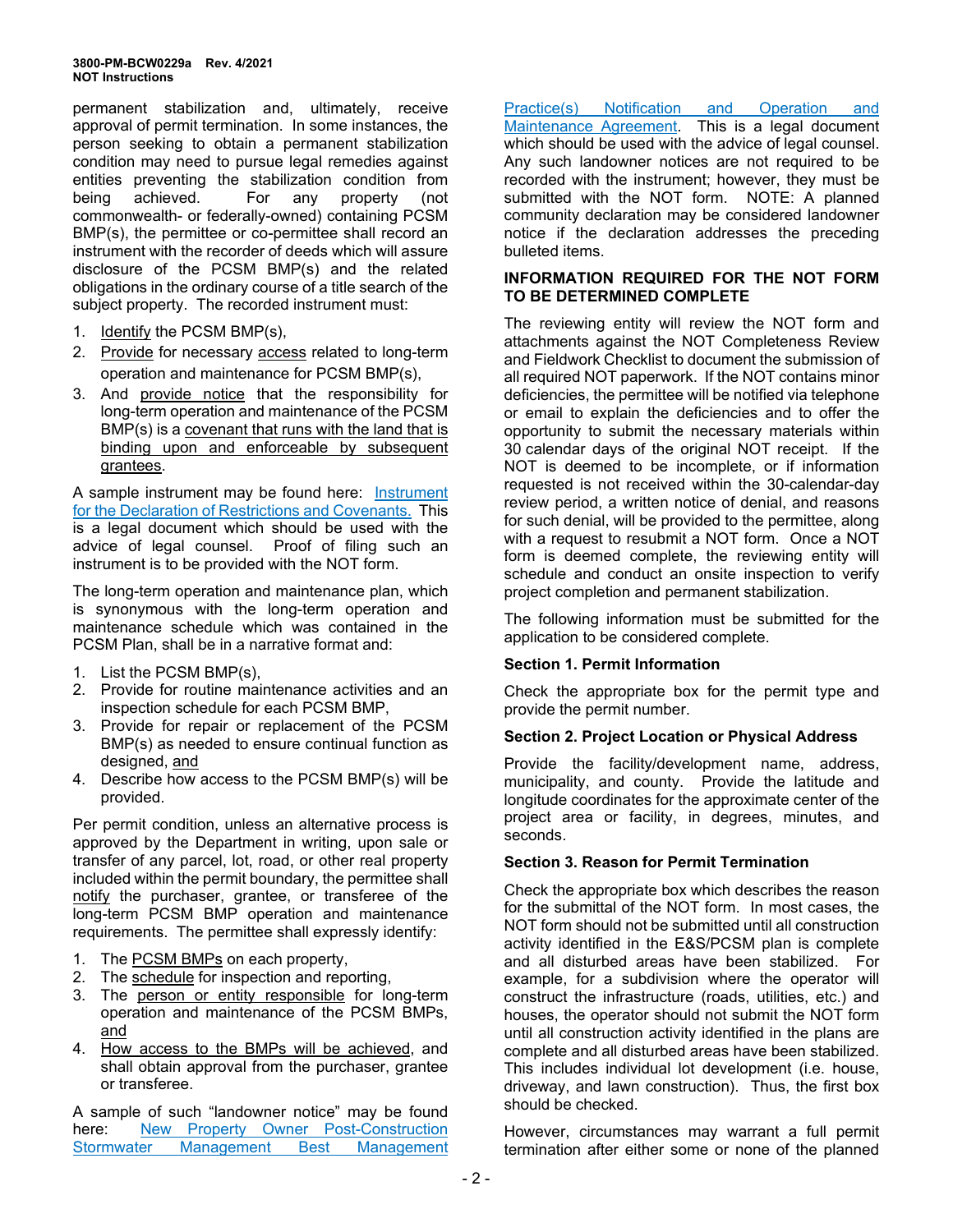permanent stabilization and, ultimately, receive approval of permit termination. In some instances, the person seeking to obtain a permanent stabilization condition may need to pursue legal remedies against entities preventing the stabilization condition from being achieved. For any property (not commonwealth- or federally-owned) containing PCSM BMP(s), the permittee or co-permittee shall record an instrument with the recorder of deeds which will assure disclosure of the PCSM BMP(s) and the related obligations in the ordinary course of a title search of the subject property. The recorded instrument must:

1. Identify the PCSM BMP(s),
2. Provide for necessary access related to long-term operation and maintenance for PCSM BMP(s),
3. And provide notice that the responsibility for long-term operation and maintenance of the PCSM BMP(s) is a covenant that runs with the land that is binding upon and enforceable by subsequent grantees.

A sample instrument may be found here: Instrument for the Declaration of Restrictions and Covenants. This is a legal document which should be used with the advice of legal counsel. Proof of filing such an instrument is to be provided with the NOT form.

The long-term operation and maintenance plan, which is synonymous with the long-term operation and maintenance schedule which was contained in the PCSM Plan, shall be in a narrative format and:

1. List the PCSM BMP(s),
2. Provide for routine maintenance activities and an inspection schedule for each PCSM BMP,
3. Provide for repair or replacement of the PCSM BMP(s) as needed to ensure continual function as designed, and
4. Describe how access to the PCSM BMP(s) will be provided.

Per permit condition, unless an alternative process is approved by the Department in writing, upon sale or transfer of any parcel, lot, road, or other real property included within the permit boundary, the permittee shall notify the purchaser, grantee, or transferee of the long-term PCSM BMP operation and maintenance requirements. The permittee shall expressly identify:

1. The PCSM BMPs on each property,
2. The schedule for inspection and reporting,
3. The person or entity responsible for long-term operation and maintenance of the PCSM BMPs, and
4. How access to the BMPs will be achieved, and shall obtain approval from the purchaser, grantee or transferee.

A sample of such "landowner notice" may be found here: New Property Owner Post-Construction Stormwater Management Best Management Practice(s) Notification and Operation and Maintenance Agreement. This is a legal document which should be used with the advice of legal counsel. Any such landowner notices are not required to be recorded with the instrument; however, they must be submitted with the NOT form. NOTE: A planned community declaration may be considered landowner notice if the declaration addresses the preceding bulleted items.

## INFORMATION REQUIRED FOR THE NOT FORM TO BE DETERMINED COMPLETE

The reviewing entity will review the NOT form and attachments against the NOT Completeness Review and Fieldwork Checklist to document the submission of all required NOT paperwork. If the NOT contains minor deficiencies, the permittee will be notified via telephone or email to explain the deficiencies and to offer the opportunity to submit the necessary materials within 30 calendar days of the original NOT receipt. If the NOT is deemed to be incomplete, or if information requested is not received within the 30-calendar-day review period, a written notice of denial, and reasons for such denial, will be provided to the permittee, along with a request to resubmit a NOT form. Once a NOT form is deemed complete, the reviewing entity will schedule and conduct an onsite inspection to verify project completion and permanent stabilization.

The following information must be submitted for the application to be considered complete.

### Section 1. Permit Information

Check the appropriate box for the permit type and provide the permit number.

### Section 2. Project Location or Physical Address

Provide the facility/development name, address, municipality, and county. Provide the latitude and longitude coordinates for the approximate center of the project area or facility, in degrees, minutes, and seconds.

### Section 3. Reason for Permit Termination

Check the appropriate box which describes the reason for the submittal of the NOT form. In most cases, the NOT form should not be submitted until all construction activity identified in the E&S/PCSM plan is complete and all disturbed areas have been stabilized. For example, for a subdivision where the operator will construct the infrastructure (roads, utilities, etc.) and houses, the operator should not submit the NOT form until all construction activity identified in the plans are complete and all disturbed areas have been stabilized. This includes individual lot development (i.e. house, driveway, and lawn construction). Thus, the first box should be checked.

However, circumstances may warrant a full permit termination after either some or none of the planned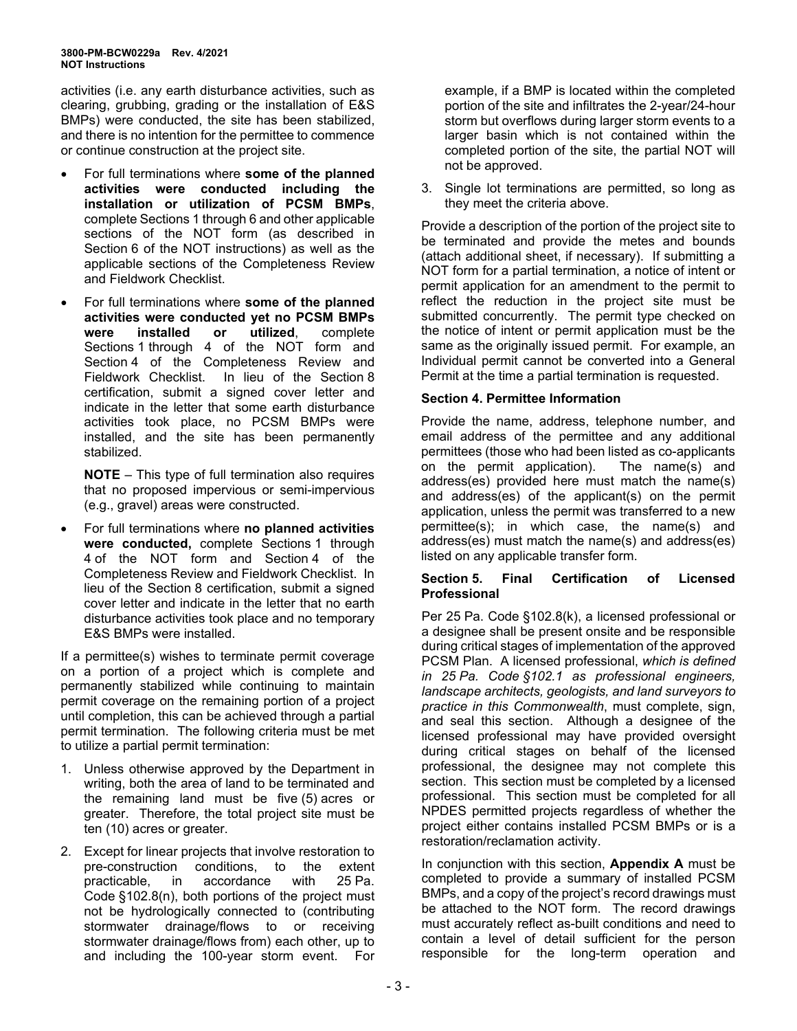activities (i.e. any earth disturbance activities, such as clearing, grubbing, grading or the installation of E&S BMPs) were conducted, the site has been stabilized, and there is no intention for the permittee to commence or continue construction at the project site.

- For full terminations where **some of the planned activities were conducted including the installation or utilization of PCSM BMPs**, complete Sections 1 through 6 and other applicable sections of the NOT form (as described in Section 6 of the NOT instructions) as well as the applicable sections of the Completeness Review and Fieldwork Checklist.
- For full terminations where **some of the planned activities were conducted yet no PCSM BMPs were installed or utilized**, complete Sections 1 through 4 of the NOT form and Section 4 of the Completeness Review and Fieldwork Checklist. In lieu of the Section 8 certification, submit a signed cover letter and indicate in the letter that some earth disturbance activities took place, no PCSM BMPs were installed, and the site has been permanently stabilized.

  **NOTE** – This type of full termination also requires that no proposed impervious or semi-impervious (e.g., gravel) areas were constructed.

- For full terminations where **no planned activities were conducted,** complete Sections 1 through 4 of the NOT form and Section 4 of the Completeness Review and Fieldwork Checklist. In lieu of the Section 8 certification, submit a signed cover letter and indicate in the letter that no earth disturbance activities took place and no temporary E&S BMPs were installed.

If a permittee(s) wishes to terminate permit coverage on a portion of a project which is complete and permanently stabilized while continuing to maintain permit coverage on the remaining portion of a project until completion, this can be achieved through a partial permit termination. The following criteria must be met to utilize a partial permit termination:

1. Unless otherwise approved by the Department in writing, both the area of land to be terminated and the remaining land must be five (5) acres or greater. Therefore, the total project site must be ten (10) acres or greater.
2. Except for linear projects that involve restoration to pre-construction conditions, to the extent practicable, in accordance with 25 Pa. Code §102.8(n), both portions of the project must not be hydrologically connected to (contributing stormwater drainage/flows to or receiving stormwater drainage/flows from) each other, up to and including the 100-year storm event. For example, if a BMP is located within the completed portion of the site and infiltrates the 2-year/24-hour storm but overflows during larger storm events to a larger basin which is not contained within the completed portion of the site, the partial NOT will not be approved.
3. Single lot terminations are permitted, so long as they meet the criteria above.

Provide a description of the portion of the project site to be terminated and provide the metes and bounds (attach additional sheet, if necessary). If submitting a NOT form for a partial termination, a notice of intent or permit application for an amendment to the permit to reflect the reduction in the project site must be submitted concurrently. The permit type checked on the notice of intent or permit application must be the same as the originally issued permit. For example, an Individual permit cannot be converted into a General Permit at the time a partial termination is requested.

### Section 4. Permittee Information

Provide the name, address, telephone number, and email address of the permittee and any additional permittees (those who had been listed as co-applicants on the permit application). The name(s) and address(es) provided here must match the name(s) and address(es) of the applicant(s) on the permit application, unless the permit was transferred to a new permittee(s); in which case, the name(s) and address(es) must match the name(s) and address(es) listed on any applicable transfer form.

### Section 5. Final Certification of Licensed Professional

Per 25 Pa. Code §102.8(k), a licensed professional or a designee shall be present onsite and be responsible during critical stages of implementation of the approved PCSM Plan. A licensed professional, *which is defined in 25 Pa. Code §102.1 as professional engineers, landscape architects, geologists, and land surveyors to practice in this Commonwealth*, must complete, sign, and seal this section. Although a designee of the licensed professional may have provided oversight during critical stages on behalf of the licensed professional, the designee may not complete this section. This section must be completed by a licensed professional. This section must be completed for all NPDES permitted projects regardless of whether the project either contains installed PCSM BMPs or is a restoration/reclamation activity.

In conjunction with this section, **Appendix A** must be completed to provide a summary of installed PCSM BMPs, and a copy of the project's record drawings must be attached to the NOT form. The record drawings must accurately reflect as-built conditions and need to contain a level of detail sufficient for the person responsible for the long-term operation and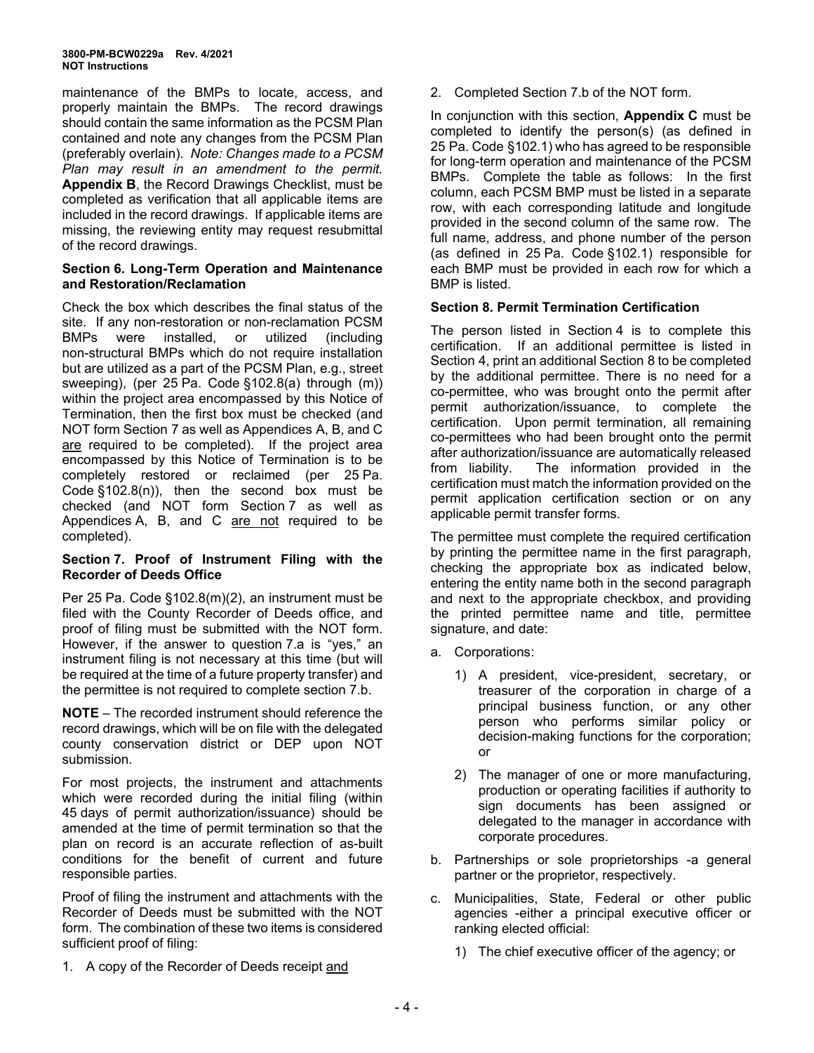maintenance of the BMPs to locate, access, and properly maintain the BMPs. The record drawings should contain the same information as the PCSM Plan contained and note any changes from the PCSM Plan (preferably overlain). *Note: Changes made to a PCSM Plan may result in an amendment to the permit.* **Appendix B**, the Record Drawings Checklist, must be completed as verification that all applicable items are included in the record drawings. If applicable items are missing, the reviewing entity may request resubmittal of the record drawings.

### Section 6. Long-Term Operation and Maintenance and Restoration/Reclamation

Check the box which describes the final status of the site. If any non-restoration or non-reclamation PCSM BMPs were installed, or utilized (including non-structural BMPs which do not require installation but are utilized as a part of the PCSM Plan, e.g., street sweeping), (per 25 Pa. Code §102.8(a) through (m)) within the project area encompassed by this Notice of Termination, then the first box must be checked (and NOT form Section 7 as well as Appendices A, B, and C <u>are</u> required to be completed). If the project area encompassed by this Notice of Termination is to be completely restored or reclaimed (per 25 Pa. Code §102.8(n)), then the second box must be checked (and NOT form Section 7 as well as Appendices A, B, and C <u>are not</u> required to be completed).

### Section 7. Proof of Instrument Filing with the Recorder of Deeds Office

Per 25 Pa. Code §102.8(m)(2), an instrument must be filed with the County Recorder of Deeds office, and proof of filing must be submitted with the NOT form. However, if the answer to question 7.a is "yes," an instrument filing is not necessary at this time (but will be required at the time of a future property transfer) and the permittee is not required to complete section 7.b.

**NOTE** – The recorded instrument should reference the record drawings, which will be on file with the delegated county conservation district or DEP upon NOT submission.

For most projects, the instrument and attachments which were recorded during the initial filing (within 45 days of permit authorization/issuance) should be amended at the time of permit termination so that the plan on record is an accurate reflection of as-built conditions for the benefit of current and future responsible parties.

Proof of filing the instrument and attachments with the Recorder of Deeds must be submitted with the NOT form. The combination of these two items is considered sufficient proof of filing:

1. A copy of the Recorder of Deeds receipt <u>and</u>
2. Completed Section 7.b of the NOT form.

In conjunction with this section, **Appendix C** must be completed to identify the person(s) (as defined in 25 Pa. Code §102.1) who has agreed to be responsible for long-term operation and maintenance of the PCSM BMPs. Complete the table as follows: In the first column, each PCSM BMP must be listed in a separate row, with each corresponding latitude and longitude provided in the second column of the same row. The full name, address, and phone number of the person (as defined in 25 Pa. Code §102.1) responsible for each BMP must be provided in each row for which a BMP is listed.

### Section 8. Permit Termination Certification

The person listed in Section 4 is to complete this certification. If an additional permittee is listed in Section 4, print an additional Section 8 to be completed by the additional permittee. There is no need for a co-permittee, who was brought onto the permit after permit authorization/issuance, to complete the certification. Upon permit termination, all remaining co-permittees who had been brought onto the permit after authorization/issuance are automatically released from liability. The information provided in the certification must match the information provided on the permit application certification section or on any applicable permit transfer forms.

The permittee must complete the required certification by printing the permittee name in the first paragraph, checking the appropriate box as indicated below, entering the entity name both in the second paragraph and next to the appropriate checkbox, and providing the printed permittee name and title, permittee signature, and date:

a. Corporations:
   1) A president, vice-president, secretary, or treasurer of the corporation in charge of a principal business function, or any other person who performs similar policy or decision-making functions for the corporation; or
   2) The manager of one or more manufacturing, production or operating facilities if authority to sign documents has been assigned or delegated to the manager in accordance with corporate procedures.
b. Partnerships or sole proprietorships -a general partner or the proprietor, respectively.
c. Municipalities, State, Federal or other public agencies -either a principal executive officer or ranking elected official:
   1) The chief executive officer of the agency; or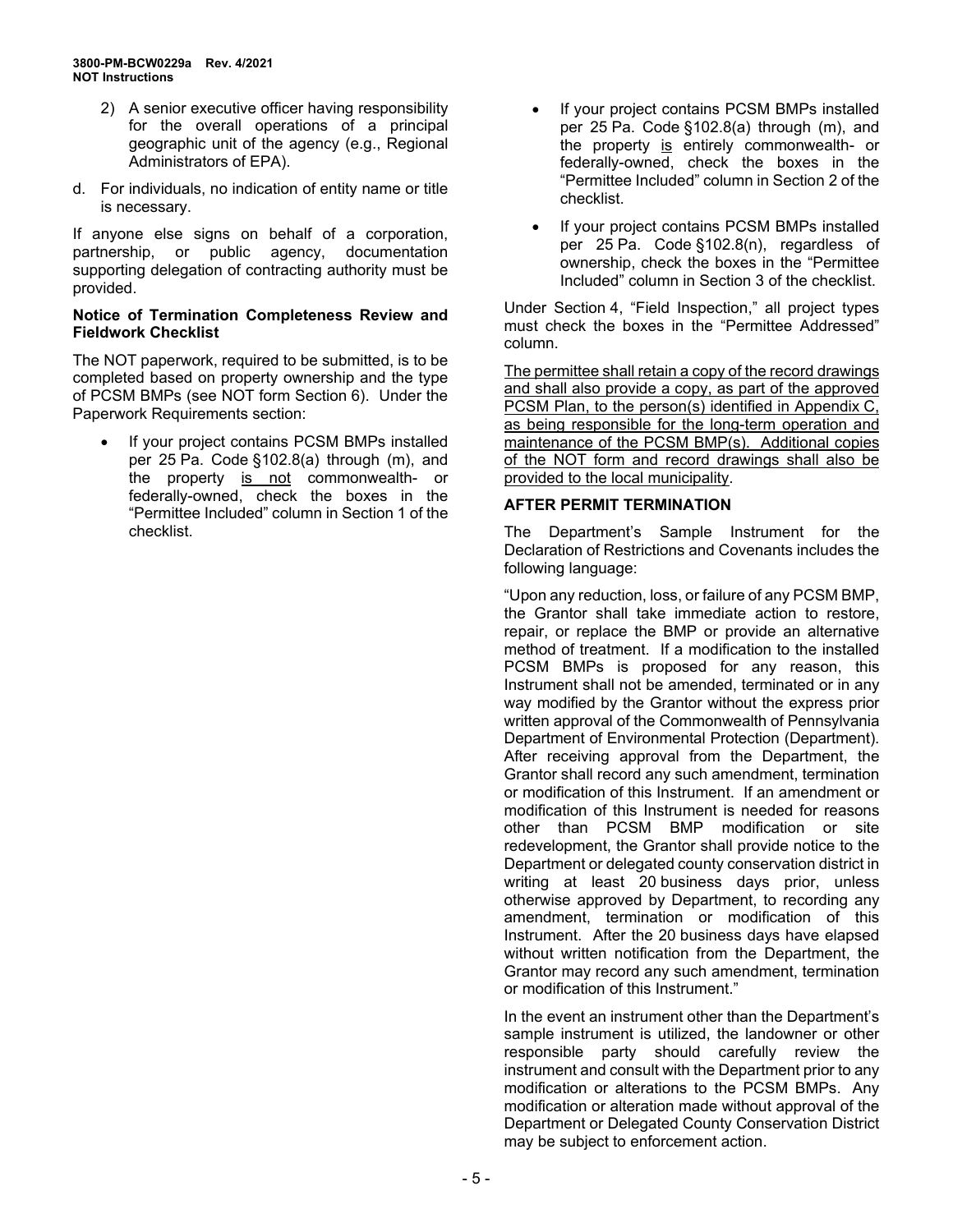2) A senior executive officer having responsibility for the overall operations of a principal geographic unit of the agency (e.g., Regional Administrators of EPA).

d. For individuals, no indication of entity name or title is necessary.

If anyone else signs on behalf of a corporation, partnership, or public agency, documentation supporting delegation of contracting authority must be provided.

**Notice of Termination Completeness Review and Fieldwork Checklist**

The NOT paperwork, required to be submitted, is to be completed based on property ownership and the type of PCSM BMPs (see NOT form Section 6). Under the Paperwork Requirements section:

- If your project contains PCSM BMPs installed per 25 Pa. Code §102.8(a) through (m), and the property <u>is not</u> commonwealth- or federally-owned, check the boxes in the "Permittee Included" column in Section 1 of the checklist.
- If your project contains PCSM BMPs installed per 25 Pa. Code §102.8(a) through (m), and the property <u>is</u> entirely commonwealth- or federally-owned, check the boxes in the "Permittee Included" column in Section 2 of the checklist.
- If your project contains PCSM BMPs installed per 25 Pa. Code §102.8(n), regardless of ownership, check the boxes in the "Permittee Included" column in Section 3 of the checklist.

Under Section 4, "Field Inspection," all project types must check the boxes in the "Permittee Addressed" column.

<u>The permittee shall retain a copy of the record drawings and shall also provide a copy, as part of the approved PCSM Plan, to the person(s) identified in Appendix C, as being responsible for the long-term operation and maintenance of the PCSM BMP(s). Additional copies of the NOT form and record drawings shall also be provided to the local municipality</u>.

**AFTER PERMIT TERMINATION**

The Department's Sample Instrument for the Declaration of Restrictions and Covenants includes the following language:

"Upon any reduction, loss, or failure of any PCSM BMP, the Grantor shall take immediate action to restore, repair, or replace the BMP or provide an alternative method of treatment. If a modification to the installed PCSM BMPs is proposed for any reason, this Instrument shall not be amended, terminated or in any way modified by the Grantor without the express prior written approval of the Commonwealth of Pennsylvania Department of Environmental Protection (Department). After receiving approval from the Department, the Grantor shall record any such amendment, termination or modification of this Instrument. If an amendment or modification of this Instrument is needed for reasons other than PCSM BMP modification or site redevelopment, the Grantor shall provide notice to the Department or delegated county conservation district in writing at least 20 business days prior, unless otherwise approved by Department, to recording any amendment, termination or modification of this Instrument. After the 20 business days have elapsed without written notification from the Department, the Grantor may record any such amendment, termination or modification of this Instrument."

In the event an instrument other than the Department's sample instrument is utilized, the landowner or other responsible party should carefully review the instrument and consult with the Department prior to any modification or alterations to the PCSM BMPs. Any modification or alteration made without approval of the Department or Delegated County Conservation District may be subject to enforcement action.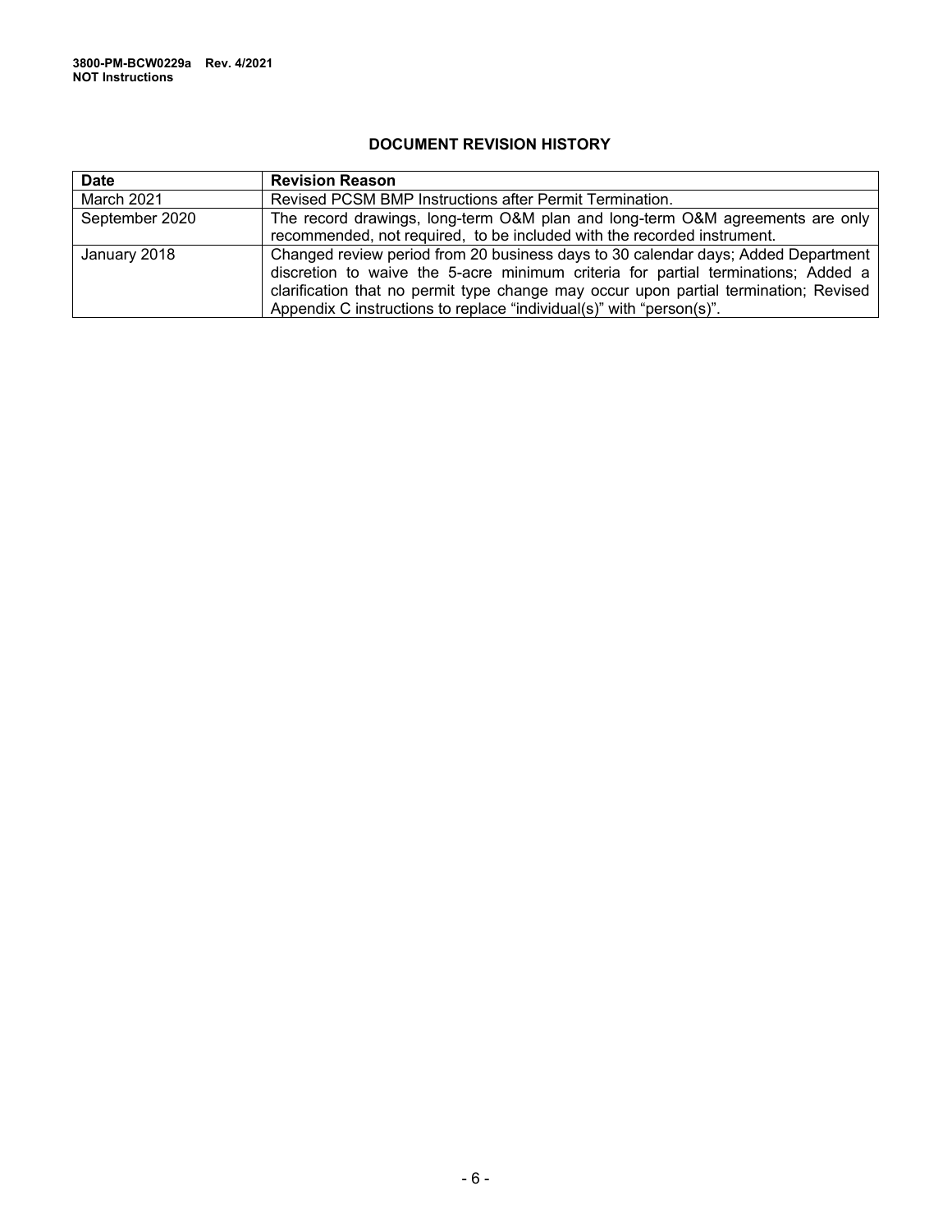## DOCUMENT REVISION HISTORY

| Date | Revision Reason |
| --- | --- |
| March 2021 | Revised PCSM BMP Instructions after Permit Termination. |
| September 2020 | The record drawings, long-term O&M plan and long-term O&M agreements are only recommended, not required, to be included with the recorded instrument. |
| January 2018 | Changed review period from 20 business days to 30 calendar days; Added Department discretion to waive the 5-acre minimum criteria for partial terminations; Added a clarification that no permit type change may occur upon partial termination; Revised Appendix C instructions to replace "individual(s)" with "person(s)". |